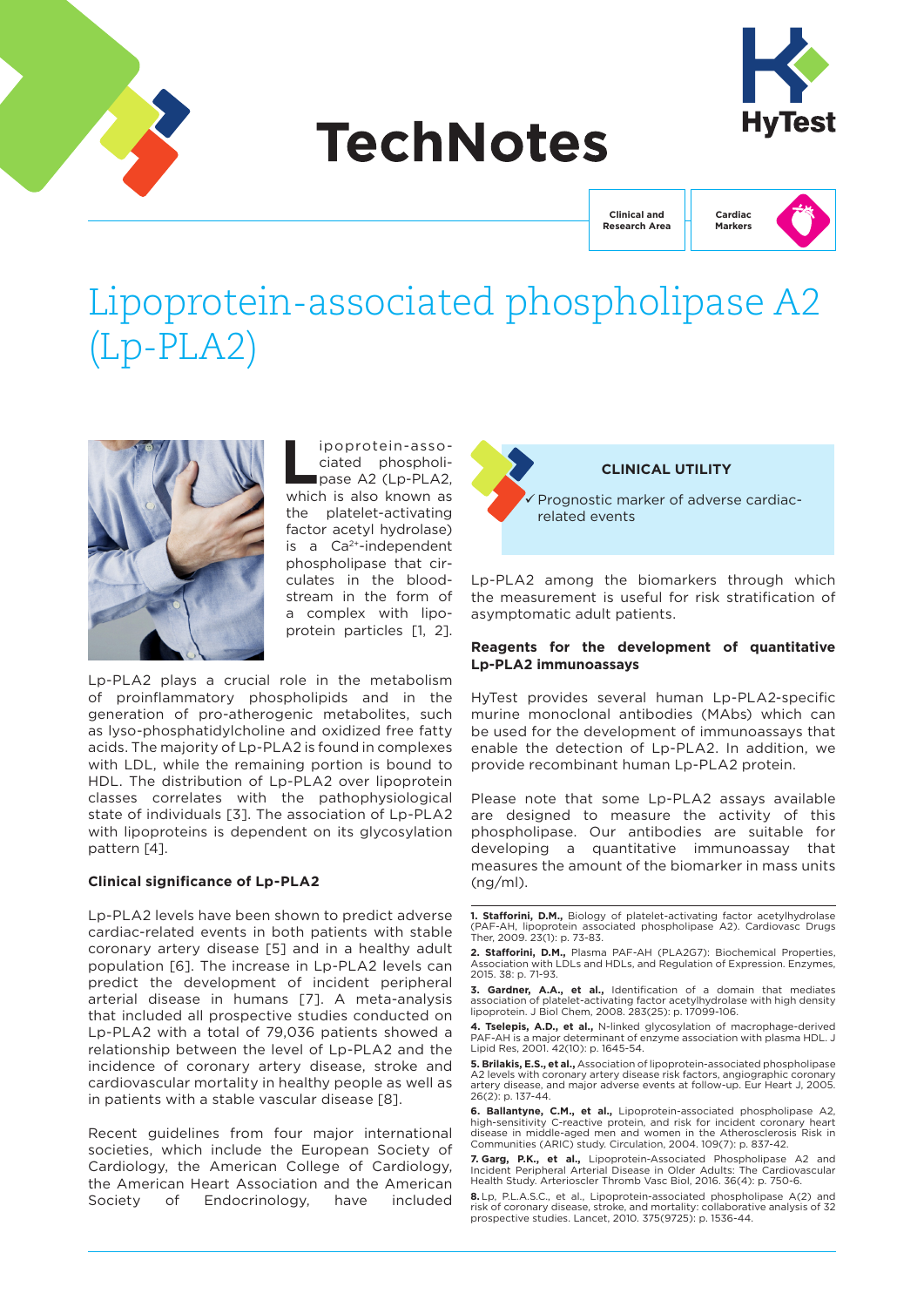# TechNotes

Clinical and Research Area

Cardiac Markers

# Lipoprotein-associated phospholipase A2 (Lp-PLA2)

Lipoprotein-associated phospholipase A2 (Lp-PLA2, which is also known as the platelet-activating factor acetyl hydrolase) is a $Ca^{2+}$-independent phospholipase that circulates in the bloodstream in the form of a complex with lipoprotein particles [1, 2].

Lp-PLA2 plays a crucial role in the metabolism of proinflammatory phospholipids and in the generation of pro-atherogenic metabolites, such as lyso-phosphatidylcholine and oxidized free fatty acids. The majority of Lp-PLA2 is found in complexes with LDL, while the remaining portion is bound to HDL. The distribution of Lp-PLA2 over lipoprotein classes correlates with the pathophysiological state of individuals [3]. The association of Lp-PLA2 with lipoproteins is dependent on its glycosylation pattern [4].

### Clinical significance of Lp-PLA2

Lp-PLA2 levels have been shown to predict adverse cardiac-related events in both patients with stable coronary artery disease [5] and in a healthy adult population [6]. The increase in Lp-PLA2 levels can predict the development of incident peripheral arterial disease in humans [7]. A meta-analysis that included all prospective studies conducted on Lp-PLA2 with a total of 79,036 patients showed a relationship between the level of Lp-PLA2 and the incidence of coronary artery disease, stroke and cardiovascular mortality in healthy people as well as in patients with a stable vascular disease [8].

Recent guidelines from four major international societies, which include the European Society of Cardiology, the American College of Cardiology, the American Heart Association and the American Society of Endocrinology, have included

**CLINICAL UTILITY**

✓ Prognostic marker of adverse cardiac-related events

Lp-PLA2 among the biomarkers through which the measurement is useful for risk stratification of asymptomatic adult patients.

### Reagents for the development of quantitative Lp-PLA2 immunoassays

HyTest provides several human Lp-PLA2-specific murine monoclonal antibodies (MAbs) which can be used for the development of immunoassays that enable the detection of Lp-PLA2. In addition, we provide recombinant human Lp-PLA2 protein.

Please note that some Lp-PLA2 assays available are designed to measure the activity of this phospholipase. Our antibodies are suitable for developing a quantitative immunoassay that measures the amount of the biomarker in mass units (ng/ml).

---

**1. Stafforini, D.M.,** Biology of platelet-activating factor acetylhydrolase (PAF-AH, lipoprotein associated phospholipase A2). Cardiovasc Drugs Ther, 2009. 23(1): p. 73-83.

**2. Stafforini, D.M.,** Plasma PAF-AH (PLA2G7): Biochemical Properties, Association with LDLs and HDLs, and Regulation of Expression. Enzymes, 2015. 38: p. 71-93.

**3. Gardner, A.A., et al.,** Identification of a domain that mediates association of platelet-activating factor acetylhydrolase with high density lipoprotein. J Biol Chem, 2008. 283(25): p. 17099-106.

**4. Tselepis, A.D., et al.,** N-linked glycosylation of macrophage-derived PAF-AH is a major determinant of enzyme association with plasma HDL. J Lipid Res, 2001. 42(10): p. 1645-54.

**5. Brilakis, E.S., et al.,** Association of lipoprotein-associated phospholipase A2 levels with coronary artery disease risk factors, angiographic coronary artery disease, and major adverse events at follow-up. Eur Heart J, 2005. 26(2): p. 137-44.

**6. Ballantyne, C.M., et al.,** Lipoprotein-associated phospholipase A2, high-sensitivity C-reactive protein, and risk for incident coronary heart disease in middle-aged men and women in the Atherosclerosis Risk in Communities (ARIC) study. Circulation, 2004. 109(7): p. 837-42.

**7. Garg, P.K., et al.,** Lipoprotein-Associated Phospholipase A2 and Incident Peripheral Arterial Disease in Older Adults: The Cardiovascular Health Study. Arterioscler Thromb Vasc Biol, 2016. 36(4): p. 750-6.

**8.** Lp, P.L.A.S.C., et al., Lipoprotein-associated phospholipase A(2) and risk of coronary disease, stroke, and mortality: collaborative analysis of 32 prospective studies. Lancet, 2010. 375(9725): p. 1536-44.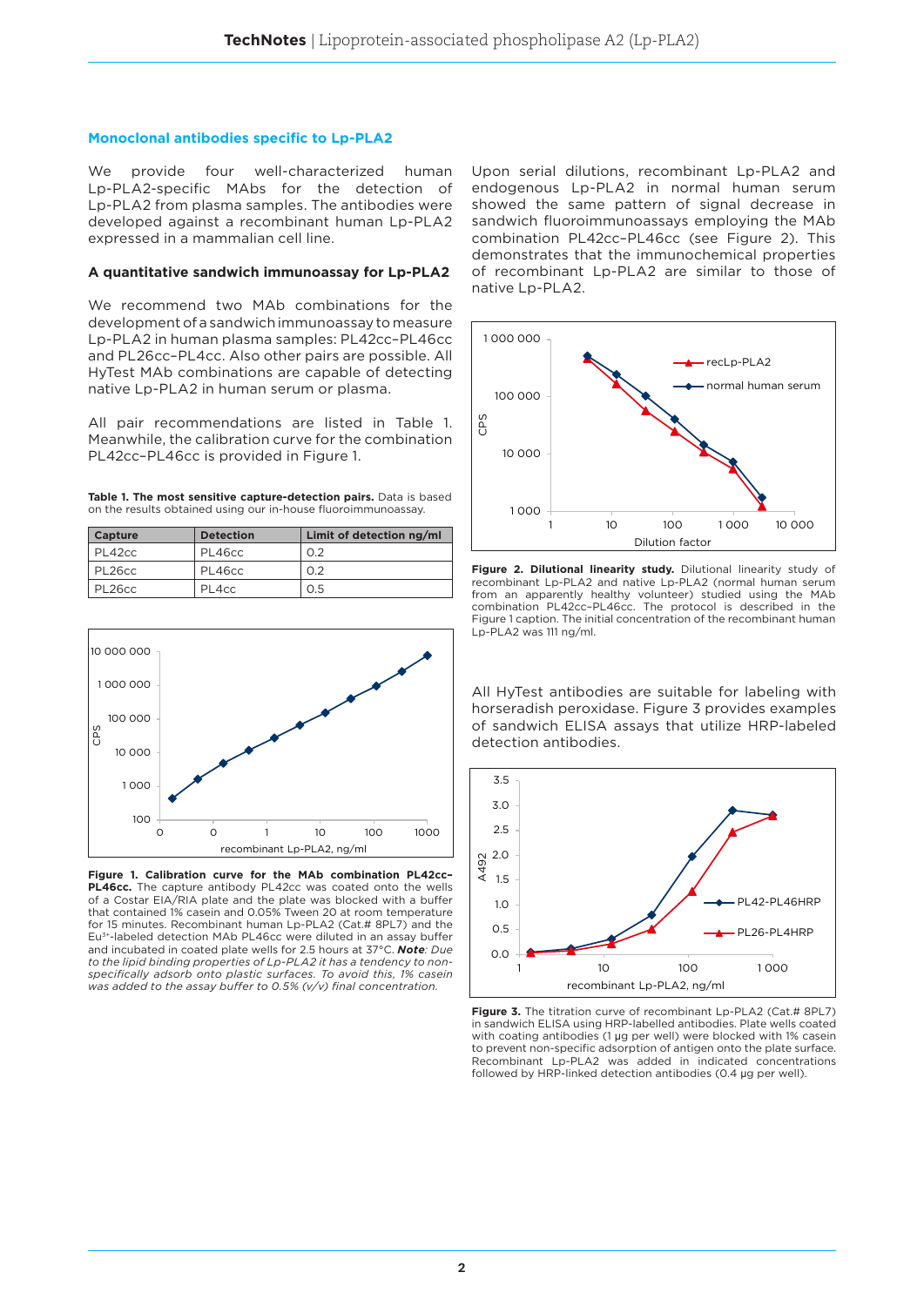## Monoclonal antibodies specific to Lp-PLA2

We provide four well-characterized human Lp-PLA2-specific MAbs for the detection of Lp-PLA2 from plasma samples. The antibodies were developed against a recombinant human Lp-PLA2 expressed in a mammalian cell line.

### A quantitative sandwich immunoassay for Lp-PLA2

We recommend two MAb combinations for the development of a sandwich immunoassay to measure Lp-PLA2 in human plasma samples: PL42cc–PL46cc and PL26cc–PL4cc. Also other pairs are possible. All HyTest MAb combinations are capable of detecting native Lp-PLA2 in human serum or plasma.

All pair recommendations are listed in Table 1. Meanwhile, the calibration curve for the combination PL42cc–PL46cc is provided in Figure 1.

**Table 1. The most sensitive capture-detection pairs.** Data is based on the results obtained using our in-house fluoroimmunoassay.

| Capture | Detection | Limit of detection ng/ml |
|---|---|---|
| PL42cc | PL46cc | 0.2 |
| PL26cc | PL46cc | 0.2 |
| PL26cc | PL4cc | 0.5 |

**Figure 1. Calibration curve for the MAb combination PL42cc–PL46cc.** The capture antibody PL42cc was coated onto the wells of a Costar EIA/RIA plate and the plate was blocked with a buffer that contained 1% casein and 0.05% Tween 20 at room temperature for 15 minutes. Recombinant human Lp-PLA2 (Cat.# 8PL7) and the $Eu^{3+}$-labeled detection MAb PL46cc were diluted in an assay buffer and incubated in coated plate wells for 2.5 hours at 37°C. ***Note**: Due to the lipid binding properties of Lp-PLA2 it has a tendency to non-specifically adsorb onto plastic surfaces. To avoid this, 1% casein was added to the assay buffer to 0.5% (v/v) final concentration.*

Upon serial dilutions, recombinant Lp-PLA2 and endogenous Lp-PLA2 in normal human serum showed the same pattern of signal decrease in sandwich fluoroimmunoassays employing the MAb combination PL42cc–PL46cc (see Figure 2). This demonstrates that the immunochemical properties of recombinant Lp-PLA2 are similar to those of native Lp-PLA2.

**Figure 2. Dilutional linearity study.** Dilutional linearity study of recombinant Lp-PLA2 and native Lp-PLA2 (normal human serum from an apparently healthy volunteer) studied using the MAb combination PL42cc–PL46cc. The protocol is described in the Figure 1 caption. The initial concentration of the recombinant human Lp-PLA2 was 111 ng/ml.

All HyTest antibodies are suitable for labeling with horseradish peroxidase. Figure 3 provides examples of sandwich ELISA assays that utilize HRP-labeled detection antibodies.

**Figure 3.** The titration curve of recombinant Lp-PLA2 (Cat.# 8PL7) in sandwich ELISA using HRP-labelled antibodies. Plate wells coated with coating antibodies (1 µg per well) were blocked with 1% casein to prevent non-specific adsorption of antigen onto the plate surface. Recombinant Lp-PLA2 was added in indicated concentrations followed by HRP-linked detection antibodies (0.4 µg per well).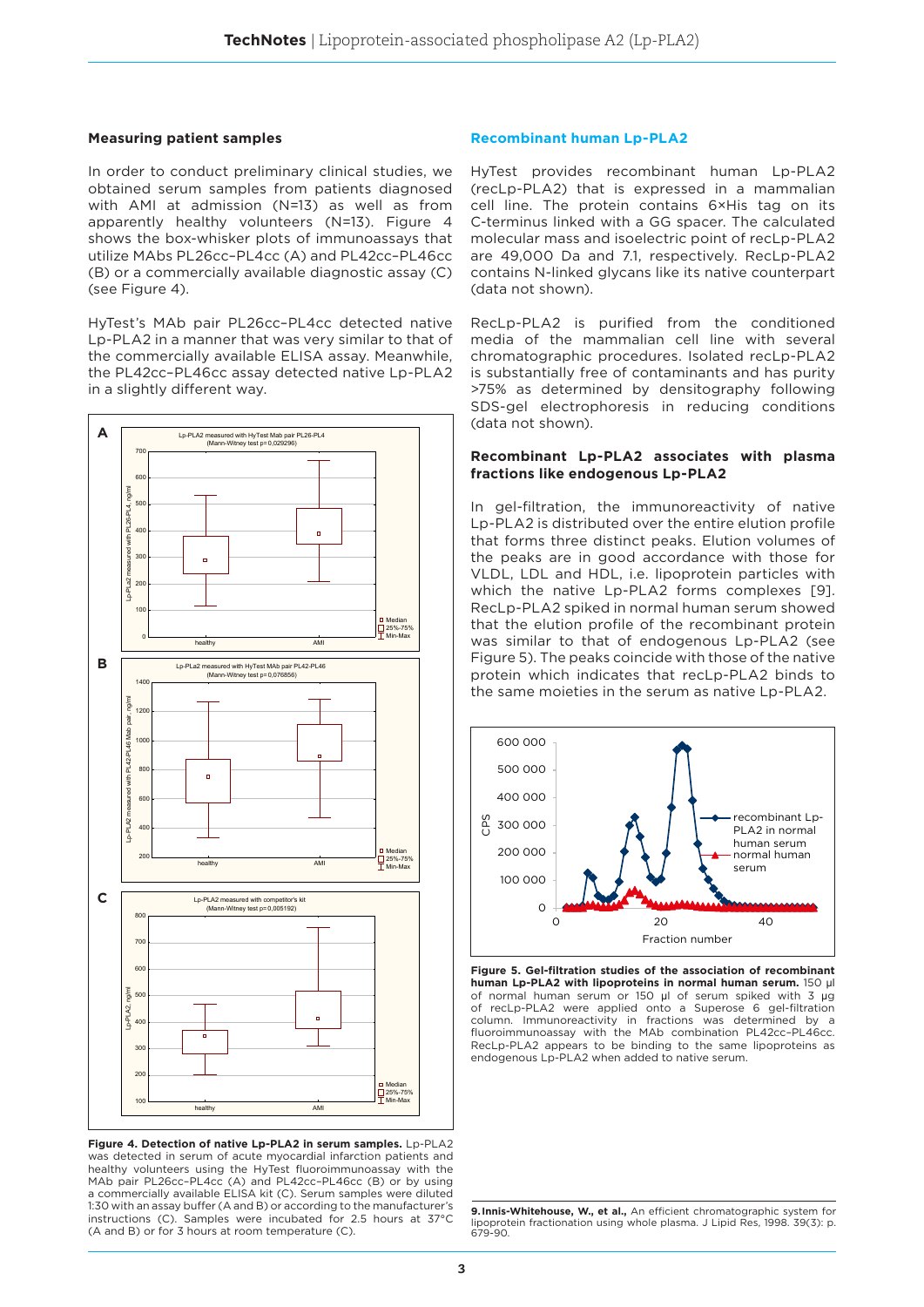### Measuring patient samples

In order to conduct preliminary clinical studies, we obtained serum samples from patients diagnosed with AMI at admission (N=13) as well as from apparently healthy volunteers (N=13). Figure 4 shows the box-whisker plots of immunoassays that utilize MAbs PL26cc–PL4cc (A) and PL42cc–PL46cc (B) or a commercially available diagnostic assay (C) (see Figure 4).

HyTest's MAb pair PL26cc–PL4cc detected native Lp-PLA2 in a manner that was very similar to that of the commercially available ELISA assay. Meanwhile, the PL42cc–PL46cc assay detected native Lp-PLA2 in a slightly different way.

**Figure 4. Detection of native Lp-PLA2 in serum samples.** Lp-PLA2 was detected in serum of acute myocardial infarction patients and healthy volunteers using the HyTest fluoroimmunoassay with the MAb pair PL26cc–PL4cc (A) and PL42cc–PL46cc (B) or by using a commercially available ELISA kit (C). Serum samples were diluted 1:30 with an assay buffer (A and B) or according to the manufacturer's instructions (C). Samples were incubated for 2.5 hours at 37°C (A and B) or for 3 hours at room temperature (C).

### Recombinant human Lp-PLA2

HyTest provides recombinant human Lp-PLA2 (recLp-PLA2) that is expressed in a mammalian cell line. The protein contains 6×His tag on its C-terminus linked with a GG spacer. The calculated molecular mass and isoelectric point of recLp-PLA2 are 49,000 Da and 7.1, respectively. RecLp-PLA2 contains N-linked glycans like its native counterpart (data not shown).

RecLp-PLA2 is purified from the conditioned media of the mammalian cell line with several chromatographic procedures. Isolated recLp-PLA2 is substantially free of contaminants and has purity >75% as determined by densitography following SDS-gel electrophoresis in reducing conditions (data not shown).

### Recombinant Lp-PLA2 associates with plasma fractions like endogenous Lp-PLA2

In gel-filtration, the immunoreactivity of native Lp-PLA2 is distributed over the entire elution profile that forms three distinct peaks. Elution volumes of the peaks are in good accordance with those for VLDL, LDL and HDL, i.e. lipoprotein particles with which the native Lp-PLA2 forms complexes [9]. RecLp-PLA2 spiked in normal human serum showed that the elution profile of the recombinant protein was similar to that of endogenous Lp-PLA2 (see Figure 5). The peaks coincide with those of the native protein which indicates that recLp-PLA2 binds to the same moieties in the serum as native Lp-PLA2.

**Figure 5. Gel-filtration studies of the association of recombinant human Lp-PLA2 with lipoproteins in normal human serum.** 150 µl of normal human serum or 150 µl of serum spiked with 3 µg of recLp-PLA2 were applied onto a Superose 6 gel-filtration column. Immunoreactivity in fractions was determined by a fluoroimmunoassay with the MAb combination PL42cc–PL46cc. RecLp-PLA2 appears to be binding to the same lipoproteins as endogenous Lp-PLA2 when added to native serum.

**9. Innis-Whitehouse, W., et al.,** An efficient chromatographic system for lipoprotein fractionation using whole plasma. J Lipid Res, 1998. 39(3): p. 679-90.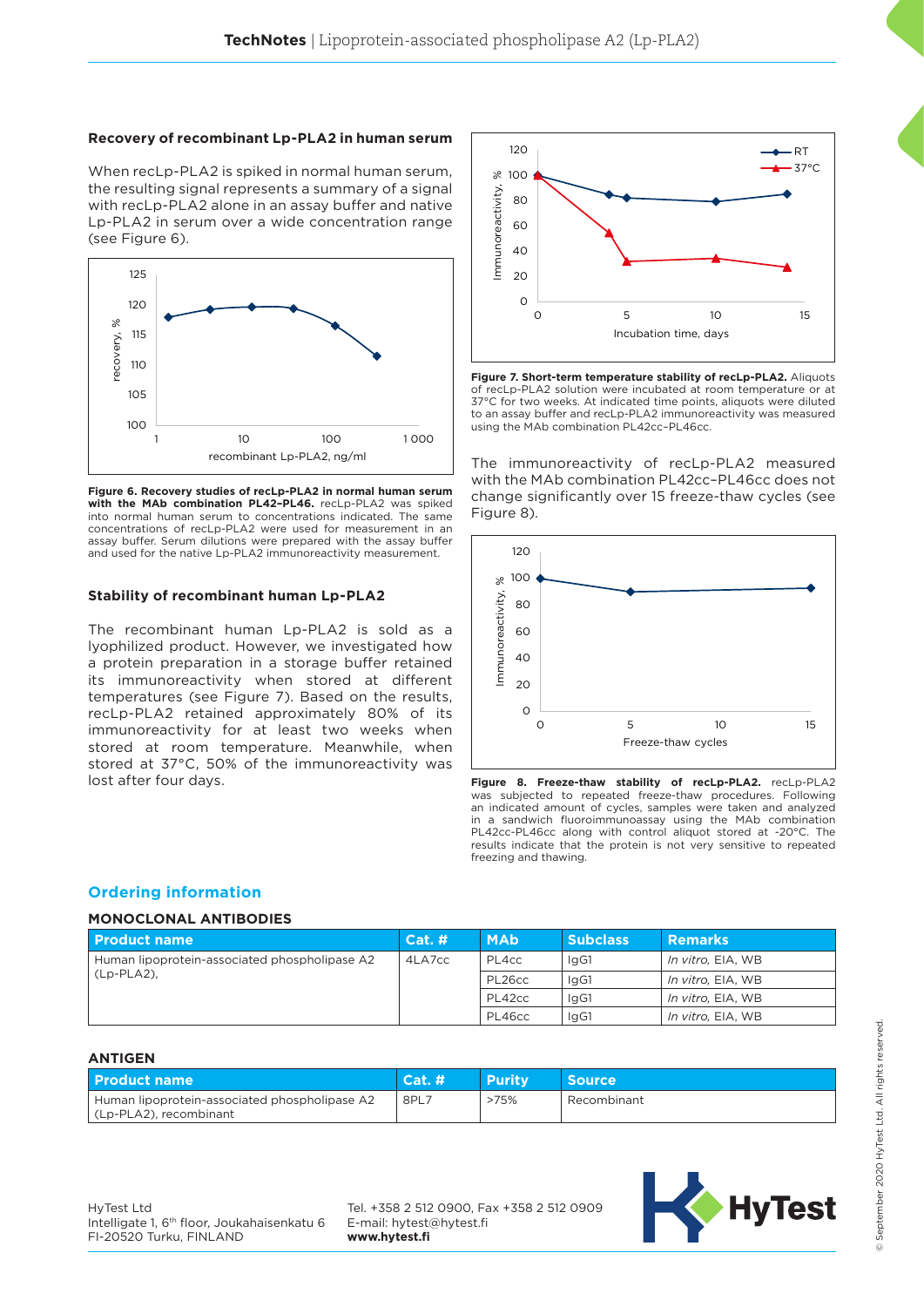### Recovery of recombinant Lp-PLA2 in human serum

When recLp-PLA2 is spiked in normal human serum, the resulting signal represents a summary of a signal with recLp-PLA2 alone in an assay buffer and native Lp-PLA2 in serum over a wide concentration range (see Figure 6).

125
120
115
110
105
100
recovery, %
1
10
100
1 000
recombinant Lp-PLA2, ng/ml

**Figure 6. Recovery studies of recLp-PLA2 in normal human serum with the MAb combination PL42–PL46.** recLp-PLA2 was spiked into normal human serum to concentrations indicated. The same concentrations of recLp-PLA2 were used for measurement in an assay buffer. Serum dilutions were prepared with the assay buffer and used for the native Lp-PLA2 immunoreactivity measurement.

### Stability of recombinant human Lp-PLA2

The recombinant human Lp-PLA2 is sold as a lyophilized product. However, we investigated how a protein preparation in a storage buffer retained its immunoreactivity when stored at different temperatures (see Figure 7). Based on the results, recLp-PLA2 retained approximately 80% of its immunoreactivity for at least two weeks when stored at room temperature. Meanwhile, when stored at 37°C, 50% of the immunoreactivity was lost after four days.

120
100
80
60
40
20
0
Immunoreactivity, %
0
5
10
15
Incubation time, days
RT
37°C

**Figure 7. Short-term temperature stability of recLp-PLA2.** Aliquots of recLp-PLA2 solution were incubated at room temperature or at 37°C for two weeks. At indicated time points, aliquots were diluted to an assay buffer and recLp-PLA2 immunoreactivity was measured using the MAb combination PL42cc–PL46cc.

The immunoreactivity of recLp-PLA2 measured with the MAb combination PL42cc–PL46cc does not change significantly over 15 freeze-thaw cycles (see Figure 8).

120
100
80
60
40
20
0
Immunoreactivity, %
0
5
10
15
Freeze-thaw cycles

**Figure 8. Freeze-thaw stability of recLp-PLA2.** recLp-PLA2 was subjected to repeated freeze-thaw procedures. Following an indicated amount of cycles, samples were taken and analyzed in a sandwich fluoroimmunoassay using the MAb combination PL42cc-PL46cc along with control aliquot stored at -20°C. The results indicate that the protein is not very sensitive to repeated freezing and thawing.

## Ordering information

### MONOCLONAL ANTIBODIES

| Product name | Cat. # | MAb | Subclass | Remarks |
|---|---|---|---|---|
| Human lipoprotein-associated phospholipase A2 (Lp-PLA2), | 4LA7cc | PL4cc | IgG1 | *In vitro*, EIA, WB |
| | | PL26cc | IgG1 | *In vitro*, EIA, WB |
| | | PL42cc | IgG1 | *In vitro*, EIA, WB |
| | | PL46cc | IgG1 | *In vitro*, EIA, WB |

### ANTIGEN

| Product name | Cat. # | Purity | Source |
|---|---|---|---|
| Human lipoprotein-associated phospholipase A2 (Lp-PLA2), recombinant | 8PL7 | >75% | Recombinant |

HyTest Ltd
Intelligate 1, 6th floor, Joukahaisenkatu 6
FI-20520 Turku, FINLAND

Tel. +358 2 512 0900, Fax +358 2 512 0909
E-mail: hytest@hytest.fi
**www.hytest.fi**

© September 2020 HyTest Ltd. All rights reserved.